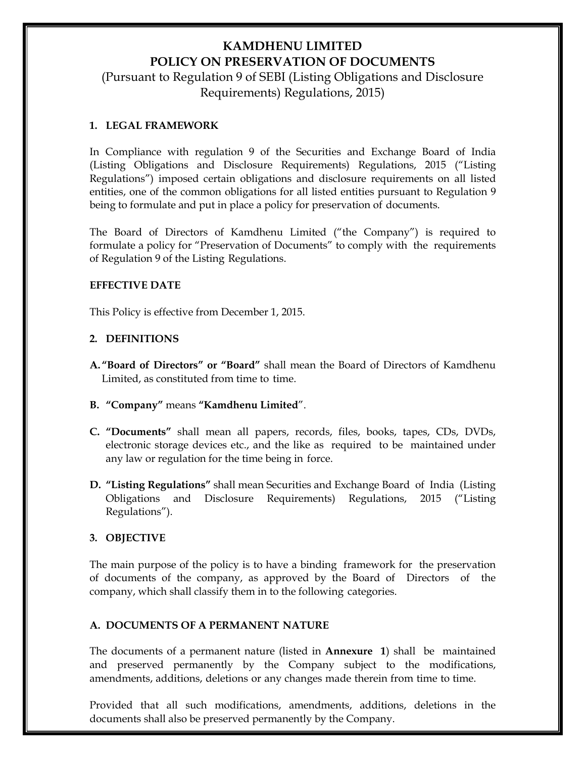# KAMDHENU LIMITED

# POLICY ON PRESERVATION OF DOCUMENTS

(Pursuant to Regulation 9 of SEBI (Listing Obligations and Disclosure Requirements) Regulations, 2015)

## 1. LEGAL FRAMEWORK

In Compliance with regulation 9 of the Securities and Exchange Board of India (Listing Obligations and Disclosure Requirements) Regulations, 2015 ("Listing Regulations") imposed certain obligations and disclosure requirements on all listed entities, one of the common obligations for all listed entities pursuant to Regulation 9 being to formulate and put in place a policy for preservation of documents.

The Board of Directors of Kamdhenu Limited ("the Company") is required to formulate a policy for "Preservation of Documents" to comply with the requirements of Regulation 9 of the Listing Regulations.

### EFFECTIVE DATE

This Policy is effective from December 1, 2015.

## 2. DEFINITIONS

**A. "Board of Directors" or "Board"** shall mean the Board of Directors of Kamdhenu Limited, as constituted from time to time.

**B. "Company"** means **"Kamdhenu Limited"**.

**C. "Documents"** shall mean all papers, records, files, books, tapes, CDs, DVDs, electronic storage devices etc., and the like as required to be maintained under any law or regulation for the time being in force.

**D. "Listing Regulations"** shall mean Securities and Exchange Board of India (Listing Obligations and Disclosure Requirements) Regulations, 2015 ("Listing Regulations").

## 3. OBJECTIVE

The main purpose of the policy is to have a binding framework for the preservation of documents of the company, as approved by the Board of Directors of the company, which shall classify them in to the following categories.

### A. DOCUMENTS OF A PERMANENT NATURE

The documents of a permanent nature (listed in **Annexure 1**) shall be maintained and preserved permanently by the Company subject to the modifications, amendments, additions, deletions or any changes made therein from time to time.

Provided that all such modifications, amendments, additions, deletions in the documents shall also be preserved permanently by the Company.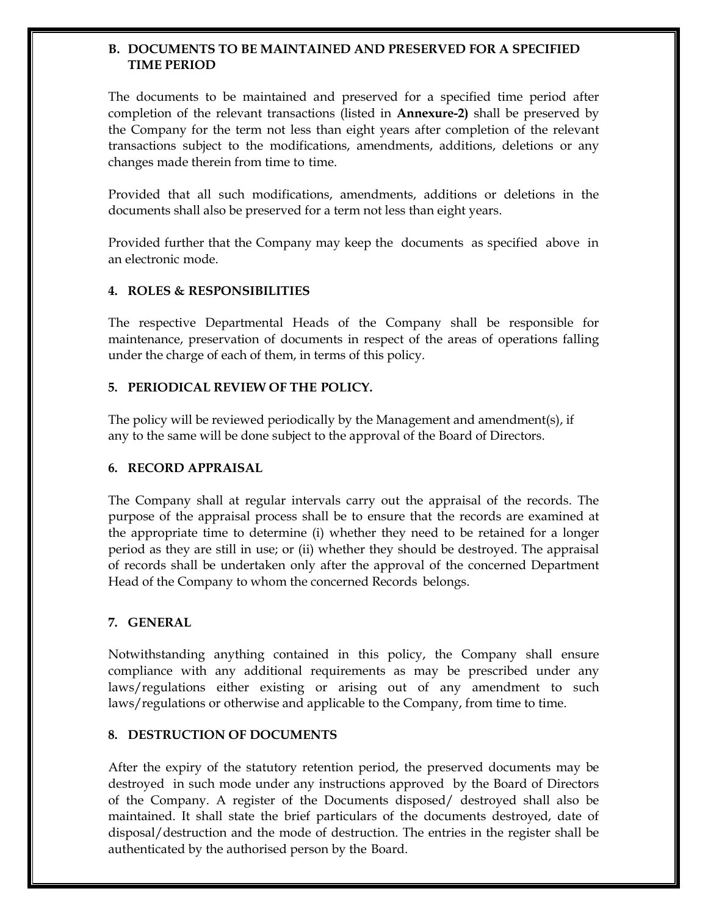### B. DOCUMENTS TO BE MAINTAINED AND PRESERVED FOR A SPECIFIED TIME PERIOD

The documents to be maintained and preserved for a specified time period after completion of the relevant transactions (listed in **Annexure-2)** shall be preserved by the Company for the term not less than eight years after completion of the relevant transactions subject to the modifications, amendments, additions, deletions or any changes made therein from time to time.

Provided that all such modifications, amendments, additions or deletions in the documents shall also be preserved for a term not less than eight years.

Provided further that the Company may keep the documents as specified above in an electronic mode.

## 4. ROLES & RESPONSIBILITIES

The respective Departmental Heads of the Company shall be responsible for maintenance, preservation of documents in respect of the areas of operations falling under the charge of each of them, in terms of this policy.

## 5. PERIODICAL REVIEW OF THE POLICY.

The policy will be reviewed periodically by the Management and amendment(s), if any to the same will be done subject to the approval of the Board of Directors.

## 6. RECORD APPRAISAL

The Company shall at regular intervals carry out the appraisal of the records. The purpose of the appraisal process shall be to ensure that the records are examined at the appropriate time to determine (i) whether they need to be retained for a longer period as they are still in use; or (ii) whether they should be destroyed. The appraisal of records shall be undertaken only after the approval of the concerned Department Head of the Company to whom the concerned Records belongs.

## 7. GENERAL

Notwithstanding anything contained in this policy, the Company shall ensure compliance with any additional requirements as may be prescribed under any laws/regulations either existing or arising out of any amendment to such laws/regulations or otherwise and applicable to the Company, from time to time.

## 8. DESTRUCTION OF DOCUMENTS

After the expiry of the statutory retention period, the preserved documents may be destroyed in such mode under any instructions approved by the Board of Directors of the Company. A register of the Documents disposed/ destroyed shall also be maintained. It shall state the brief particulars of the documents destroyed, date of disposal/destruction and the mode of destruction. The entries in the register shall be authenticated by the authorised person by the Board.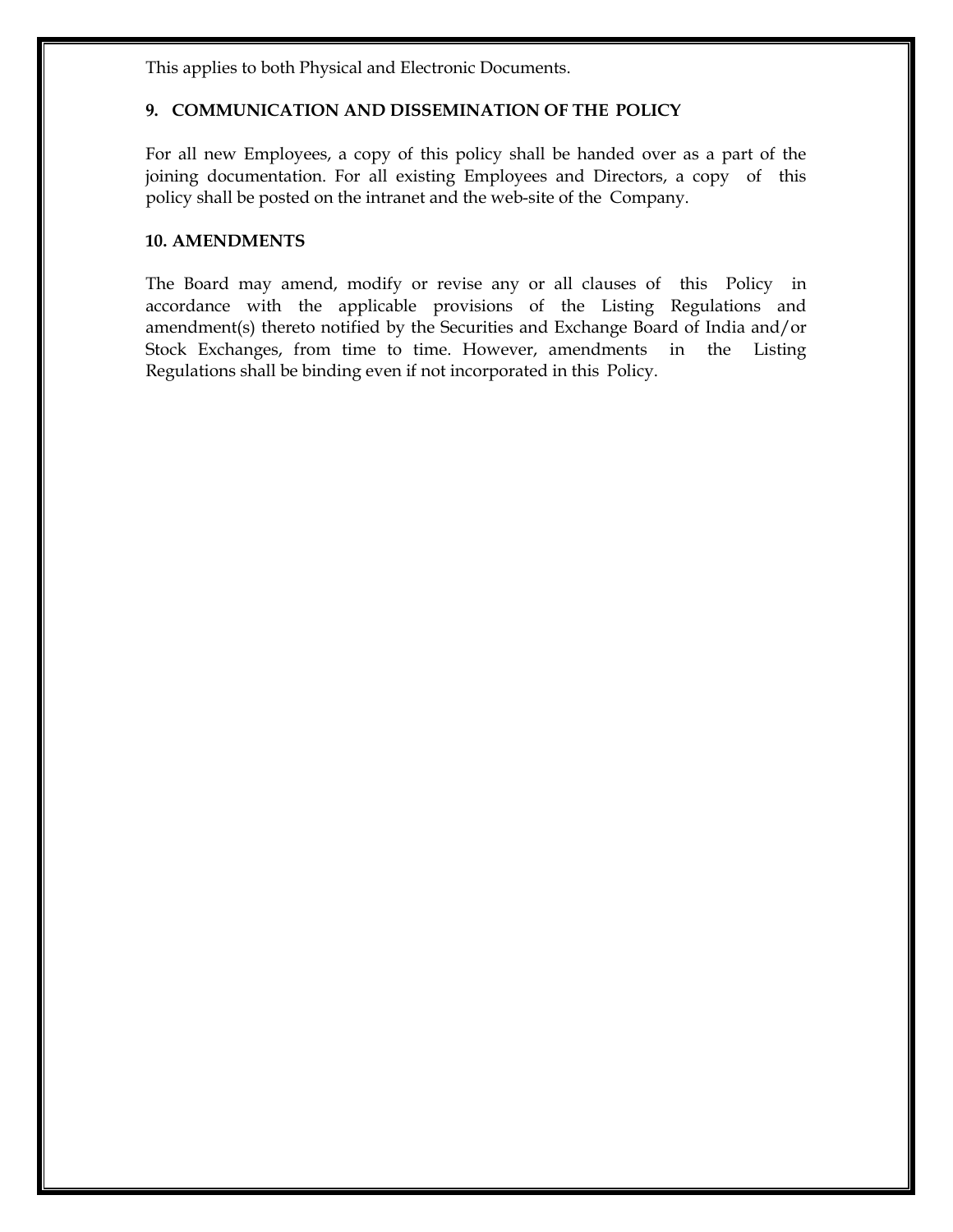This applies to both Physical and Electronic Documents.

### 9. COMMUNICATION AND DISSEMINATION OF THE POLICY

For all new Employees, a copy of this policy shall be handed over as a part of the joining documentation. For all existing Employees and Directors, a copy of this policy shall be posted on the intranet and the web-site of the Company.

### 10. AMENDMENTS

The Board may amend, modify or revise any or all clauses of this Policy in accordance with the applicable provisions of the Listing Regulations and amendment(s) thereto notified by the Securities and Exchange Board of India and/or Stock Exchanges, from time to time. However, amendments in the Listing Regulations shall be binding even if not incorporated in this Policy.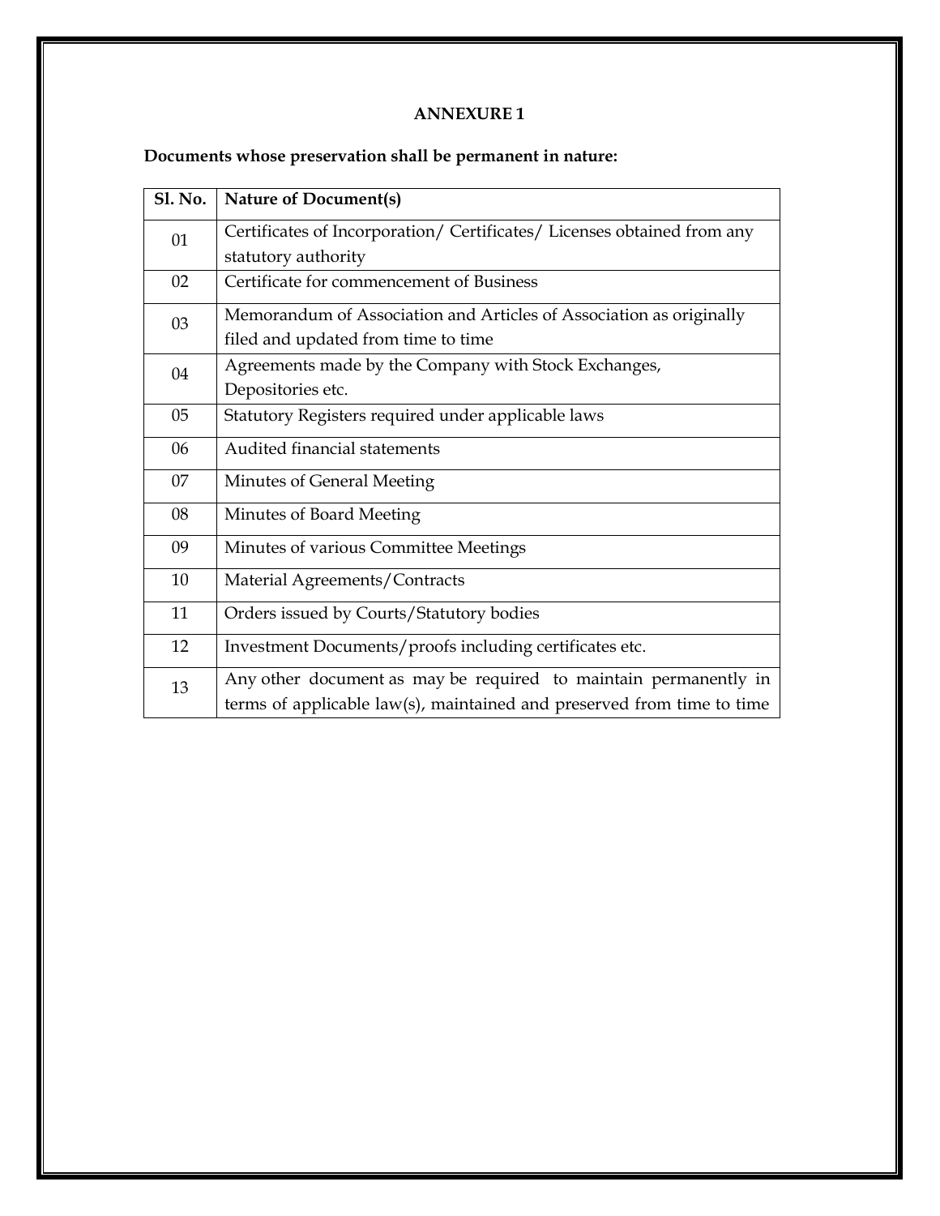## ANNEXURE 1

**Documents whose preservation shall be permanent in nature:**

| Sl. No. | Nature of Document(s) |
|---|---|
| 01 | Certificates of Incorporation/ Certificates/ Licenses obtained from any statutory authority |
| 02 | Certificate for commencement of Business |
| 03 | Memorandum of Association and Articles of Association as originally filed and updated from time to time |
| 04 | Agreements made by the Company with Stock Exchanges, Depositories etc. |
| 05 | Statutory Registers required under applicable laws |
| 06 | Audited financial statements |
| 07 | Minutes of General Meeting |
| 08 | Minutes of Board Meeting |
| 09 | Minutes of various Committee Meetings |
| 10 | Material Agreements/Contracts |
| 11 | Orders issued by Courts/Statutory bodies |
| 12 | Investment Documents/proofs including certificates etc. |
| 13 | Any other document as may be required to maintain permanently in terms of applicable law(s), maintained and preserved from time to time |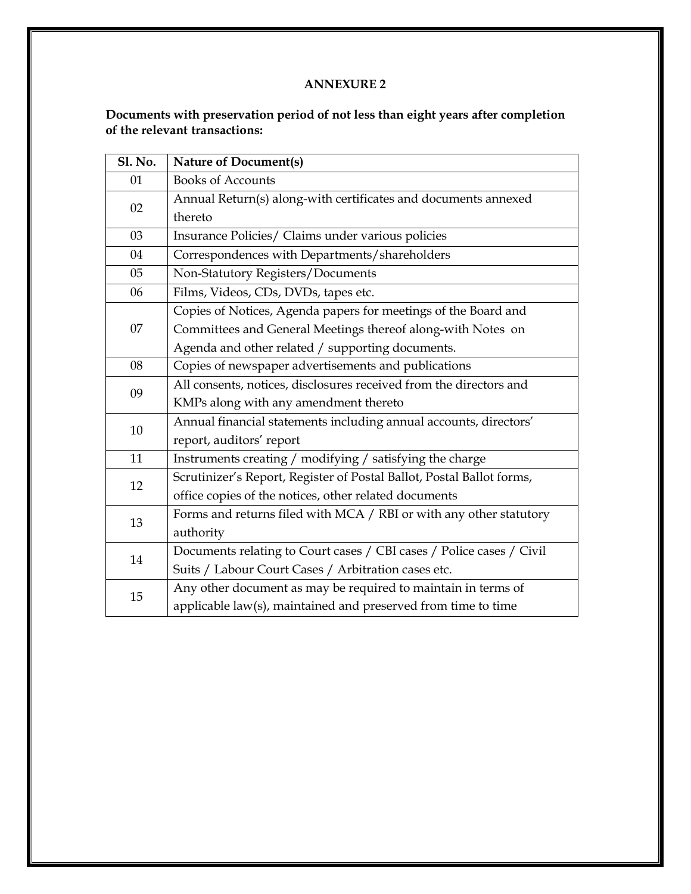**ANNEXURE 2**

**Documents with preservation period of not less than eight years after completion of the relevant transactions:**

| Sl. No. | Nature of Document(s) |
|---|---|
| 01 | Books of Accounts |
| 02 | Annual Return(s) along-with certificates and documents annexed thereto |
| 03 | Insurance Policies/ Claims under various policies |
| 04 | Correspondences with Departments/shareholders |
| 05 | Non-Statutory Registers/Documents |
| 06 | Films, Videos, CDs, DVDs, tapes etc. |
| 07 | Copies of Notices, Agenda papers for meetings of the Board and Committees and General Meetings thereof along-with Notes on Agenda and other related / supporting documents. |
| 08 | Copies of newspaper advertisements and publications |
| 09 | All consents, notices, disclosures received from the directors and KMPs along with any amendment thereto |
| 10 | Annual financial statements including annual accounts, directors' report, auditors' report |
| 11 | Instruments creating / modifying / satisfying the charge |
| 12 | Scrutinizer's Report, Register of Postal Ballot, Postal Ballot forms, office copies of the notices, other related documents |
| 13 | Forms and returns filed with MCA / RBI or with any other statutory authority |
| 14 | Documents relating to Court cases / CBI cases / Police cases / Civil Suits / Labour Court Cases / Arbitration cases etc. |
| 15 | Any other document as may be required to maintain in terms of applicable law(s), maintained and preserved from time to time |